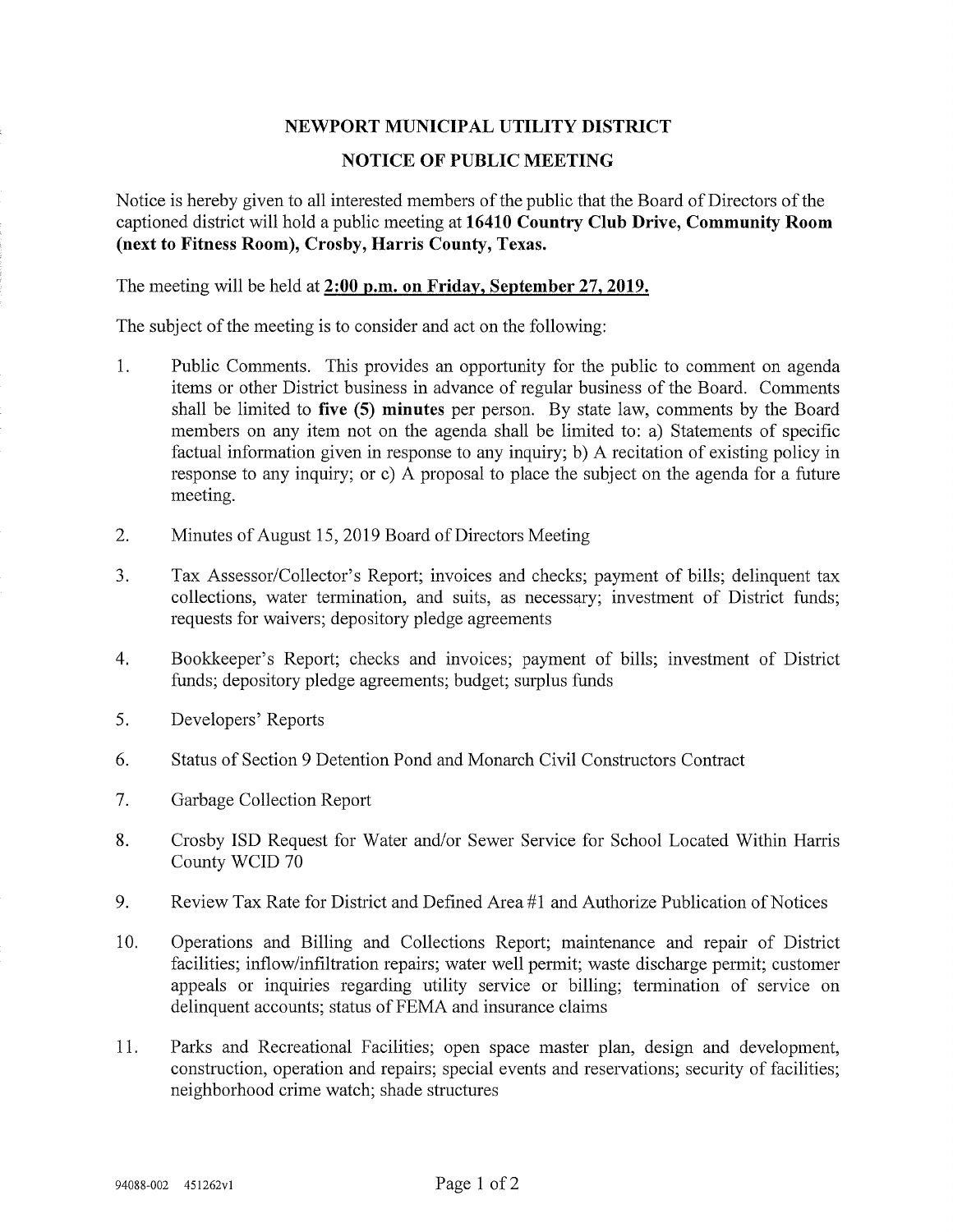# NEWPORT MUNICIPAL UTILITY DISTRICT

## NOTICE OF PUBLIC MEETING

Notice is hereby given to all interested members of the public that the Board of Directors of the captioned district will hold a public meeting at **16410 Country Club Drive, Community Room (next to Fitness Room), Crosby, Harris County, Texas.**

The meeting will be held at **2:00 p.m. on Friday, September 27, 2019.**

The subject of the meeting is to consider and act on the following:

1. Public Comments. This provides an opportunity for the public to comment on agenda items or other District business in advance of regular business of the Board. Comments shall be limited to **five (5) minutes** per person. By state law, comments by the Board members on any item not on the agenda shall be limited to: a) Statements of specific factual information given in response to any inquiry; b) A recitation of existing policy in response to any inquiry; or c) A proposal to place the subject on the agenda for a future meeting.

2. Minutes of August 15, 2019 Board of Directors Meeting

3. Tax Assessor/Collector's Report; invoices and checks; payment of bills; delinquent tax collections, water termination, and suits, as necessary; investment of District funds; requests for waivers; depository pledge agreements

4. Bookkeeper's Report; checks and invoices; payment of bills; investment of District funds; depository pledge agreements; budget; surplus funds

5. Developers' Reports

6. Status of Section 9 Detention Pond and Monarch Civil Constructors Contract

7. Garbage Collection Report

8. Crosby ISD Request for Water and/or Sewer Service for School Located Within Harris County WCID 70

9. Review Tax Rate for District and Defined Area #1 and Authorize Publication of Notices

10. Operations and Billing and Collections Report; maintenance and repair of District facilities; inflow/infiltration repairs; water well permit; waste discharge permit; customer appeals or inquiries regarding utility service or billing; termination of service on delinquent accounts; status of FEMA and insurance claims

11. Parks and Recreational Facilities; open space master plan, design and development, construction, operation and repairs; special events and reservations; security of facilities; neighborhood crime watch; shade structures

94088-002 451262v1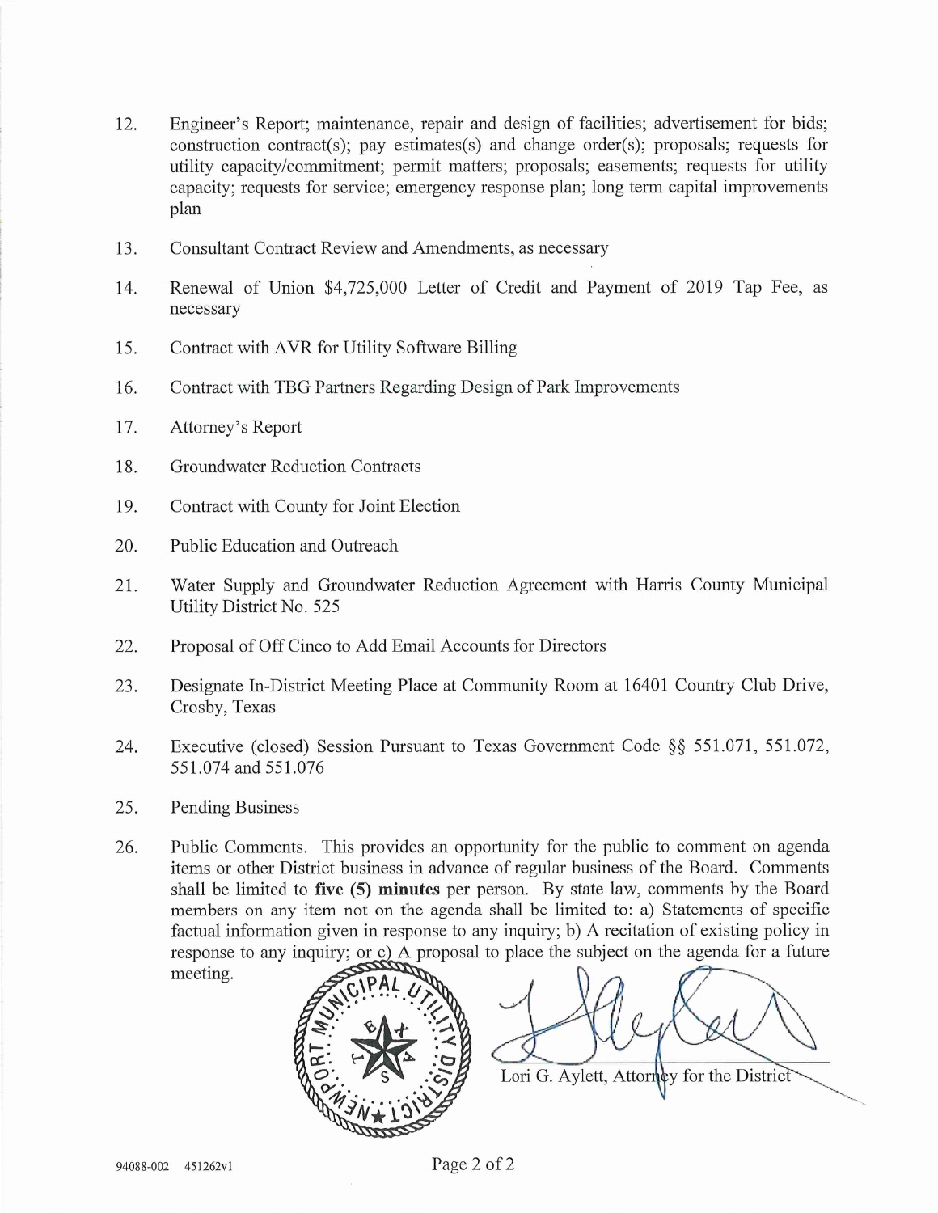12. Engineer's Report; maintenance, repair and design of facilities; advertisement for bids; construction contract(s); pay estimates(s) and change order(s); proposals; requests for utility capacity/commitment; permit matters; proposals; easements; requests for utility capacity; requests for service; emergency response plan; long term capital improvements plan

13. Consultant Contract Review and Amendments, as necessary

14. Renewal of Union $4,725,000 Letter of Credit and Payment of 2019 Tap Fee, as necessary

15. Contract with AVR for Utility Software Billing

16. Contract with TBG Partners Regarding Design of Park Improvements

17. Attorney's Report

18. Groundwater Reduction Contracts

19. Contract with County for Joint Election

20. Public Education and Outreach

21. Water Supply and Groundwater Reduction Agreement with Harris County Municipal Utility District No. 525

22. Proposal of Off Cinco to Add Email Accounts for Directors

23. Designate In-District Meeting Place at Community Room at 16401 Country Club Drive, Crosby, Texas

24. Executive (closed) Session Pursuant to Texas Government Code §§ 551.071, 551.072, 551.074 and 551.076

25. Pending Business

26. Public Comments. This provides an opportunity for the public to comment on agenda items or other District business in advance of regular business of the Board. Comments shall be limited to **five (5) minutes** per person. By state law, comments by the Board members on any item not on the agenda shall be limited to: a) Statements of specific factual information given in response to any inquiry; b) A recitation of existing policy in response to any inquiry; or c) A proposal to place the subject on the agenda for a future meeting.

Lori G. Aylett, Attorney for the District

94088-002 451262v1